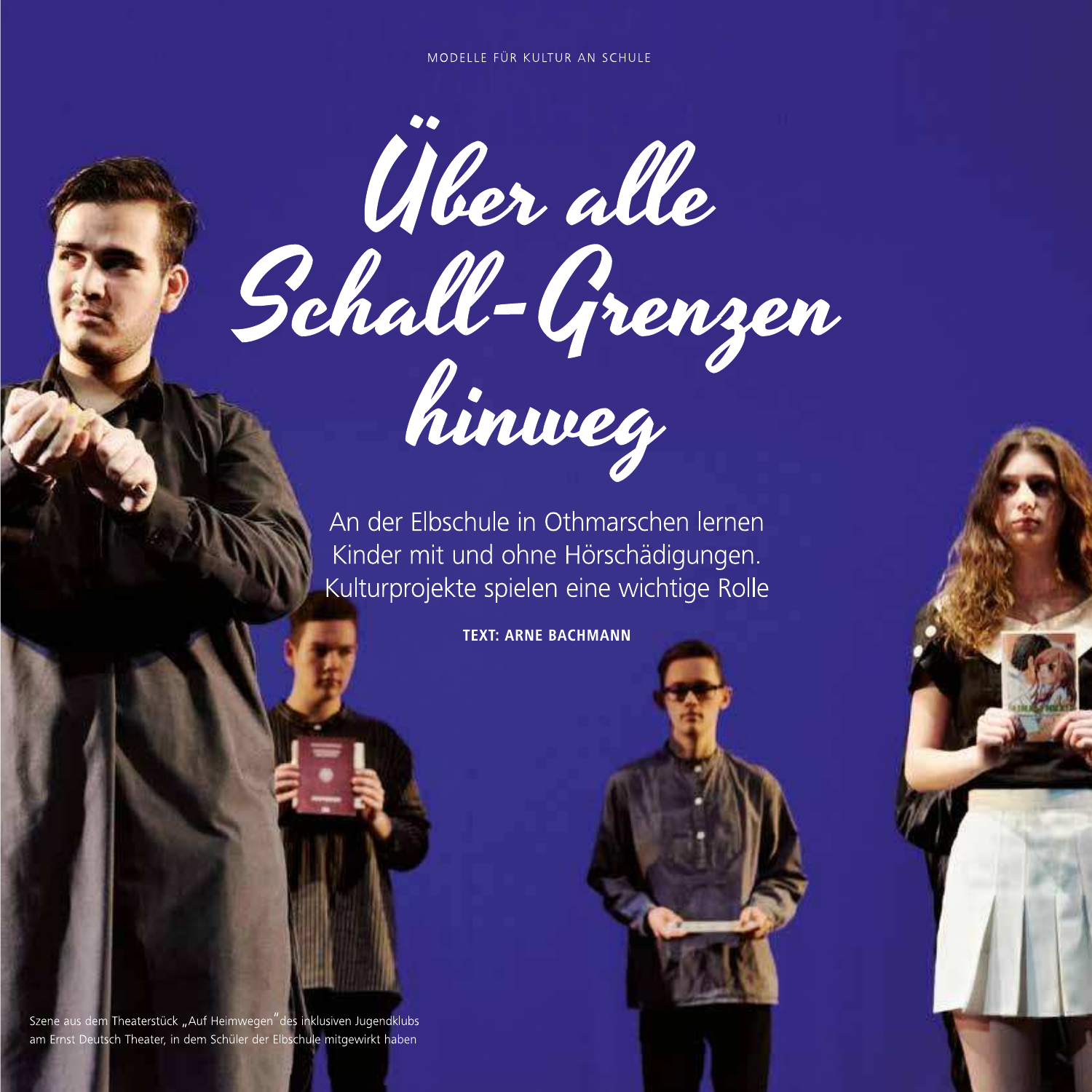MODELLE FÜR KULTUR AN SCHULE

# Über alle Schall-Grenzen hinweg

An der Elbschule in Othmarschen lernen Kinder mit und ohne Hörschädigungen. Kulturprojekte spielen eine wichtige Rolle

**TEXT: ARNE BACHMANN**

Szene aus dem Theaterstück „Auf Heimwegen" des inklusiven Jugendklubs am Ernst Deutsch Theater, in dem Schüler der Elbschule mitgewirkt haben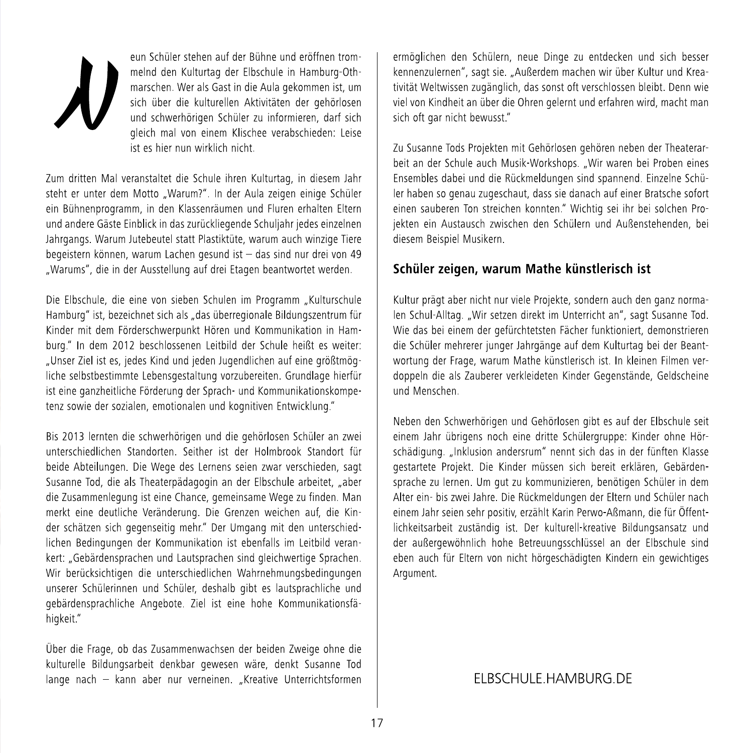Neun Schüler stehen auf der Bühne und eröffnen trommelnd den Kulturtag der Elbschule in Hamburg-Othmarschen. Wer als Gast in die Aula gekommen ist, um sich über die kulturellen Aktivitäten der gehörlosen und schwerhörigen Schüler zu informieren, darf sich gleich mal von einem Klischee verabschieden: Leise ist es hier nun wirklich nicht.

Zum dritten Mal veranstaltet die Schule ihren Kulturtag, in diesem Jahr steht er unter dem Motto „Warum?". In der Aula zeigen einige Schüler ein Bühnenprogramm, in den Klassenräumen und Fluren erhalten Eltern und andere Gäste Einblick in das zurückliegende Schuljahr jedes einzelnen Jahrgangs. Warum Jutebeutel statt Plastiktüte, warum auch winzige Tiere begeistern können, warum Lachen gesund ist – das sind nur drei von 49 „Warums", die in der Ausstellung auf drei Etagen beantwortet werden.

Die Elbschule, die eine von sieben Schulen im Programm „Kulturschule Hamburg" ist, bezeichnet sich als „das überregionale Bildungszentrum für Kinder mit dem Förderschwerpunkt Hören und Kommunikation in Hamburg." In dem 2012 beschlossenen Leitbild der Schule heißt es weiter: „Unser Ziel ist es, jedes Kind und jeden Jugendlichen auf eine größtmögliche selbstbestimmte Lebensgestaltung vorzubereiten. Grundlage hierfür ist eine ganzheitliche Förderung der Sprach- und Kommunikationskompetenz sowie der sozialen, emotionalen und kognitiven Entwicklung."

Bis 2013 lernten die schwerhörigen und die gehörlosen Schüler an zwei unterschiedlichen Standorten. Seither ist der Holmbrook Standort für beide Abteilungen. Die Wege des Lernens seien zwar verschieden, sagt Susanne Tod, die als Theaterpädagogin an der Elbschule arbeitet, „aber die Zusammenlegung ist eine Chance, gemeinsame Wege zu finden. Man merkt eine deutliche Veränderung. Die Grenzen weichen auf, die Kinder schätzen sich gegenseitig mehr." Der Umgang mit den unterschiedlichen Bedingungen der Kommunikation ist ebenfalls im Leitbild verankert: „Gebärdensprachen und Lautsprachen sind gleichwertige Sprachen. Wir berücksichtigen die unterschiedlichen Wahrnehmungsbedingungen unserer Schülerinnen und Schüler, deshalb gibt es lautsprachliche und gebärdensprachliche Angebote. Ziel ist eine hohe Kommunikationsfähigkeit."

Über die Frage, ob das Zusammenwachsen der beiden Zweige ohne die kulturelle Bildungsarbeit denkbar gewesen wäre, denkt Susanne Tod lange nach – kann aber nur verneinen. „Kreative Unterrichtsformen ermöglichen den Schülern, neue Dinge zu entdecken und sich besser kennenzulernen", sagt sie. „Außerdem machen wir über Kultur und Kreativität Weltwissen zugänglich, das sonst oft verschlossen bleibt. Denn wie viel von Kindheit an über die Ohren gelernt und erfahren wird, macht man sich oft gar nicht bewusst."

Zu Susanne Tods Projekten mit Gehörlosen gehören neben der Theaterarbeit an der Schule auch Musik-Workshops. „Wir waren bei Proben eines Ensembles dabei und die Rückmeldungen sind spannend. Einzelne Schüler haben so genau zugeschaut, dass sie danach auf einer Bratsche sofort einen sauberen Ton streichen konnten." Wichtig sei ihr bei solchen Projekten ein Austausch zwischen den Schülern und Außenstehenden, bei diesem Beispiel Musikern.

## Schüler zeigen, warum Mathe künstlerisch ist

Kultur prägt aber nicht nur viele Projekte, sondern auch den ganz normalen Schul-Alltag. „Wir setzen direkt im Unterricht an", sagt Susanne Tod. Wie das bei einem der gefürchtetsten Fächer funktioniert, demonstrieren die Schüler mehrerer junger Jahrgänge auf dem Kulturtag bei der Beantwortung der Frage, warum Mathe künstlerisch ist. In kleinen Filmen verdoppeln die als Zauberer verkleideten Kinder Gegenstände, Geldscheine und Menschen.

Neben den Schwerhörigen und Gehörlosen gibt es auf der Elbschule seit einem Jahr übrigens noch eine dritte Schülergruppe: Kinder ohne Hörschädigung. „Inklusion andersrum" nennt sich das in der fünften Klasse gestartete Projekt. Die Kinder müssen sich bereit erklären, Gebärdensprache zu lernen. Um gut zu kommunizieren, benötigen Schüler in dem Alter ein- bis zwei Jahre. Die Rückmeldungen der Eltern und Schüler nach einem Jahr seien sehr positiv, erzählt Karin Perwo-Aßmann, die für Öffentlichkeitsarbeit zuständig ist. Der kulturell-kreative Bildungsansatz und der außergewöhnlich hohe Betreuungsschlüssel an der Elbschule sind eben auch für Eltern von nicht hörgeschädigten Kindern ein gewichtiges Argument.

ELBSCHULE.HAMBURG.DE